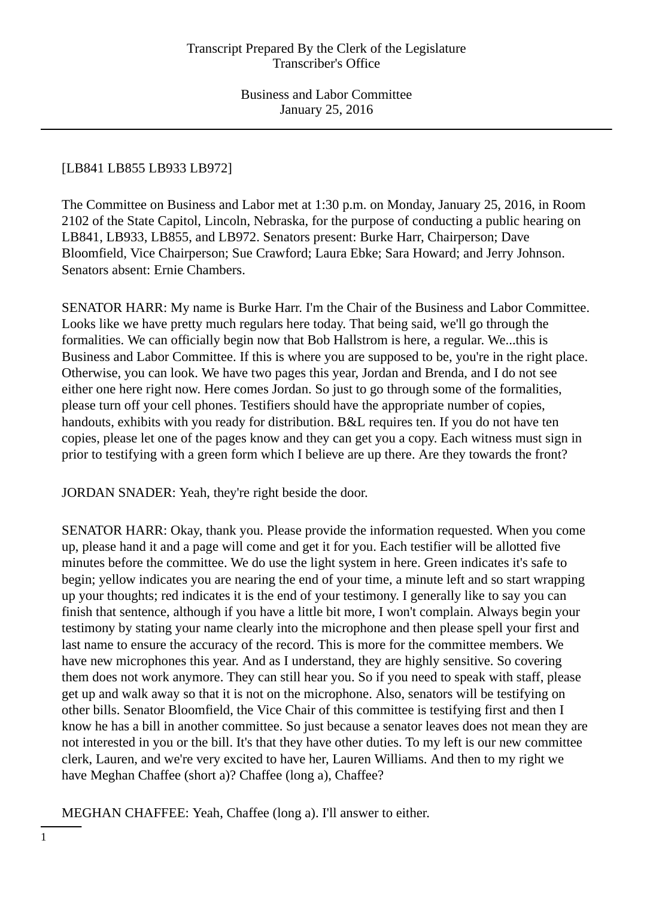Transcript Prepared By the Clerk of the Legislature
Transcriber's Office

Business and Labor Committee
January 25, 2016

[LB841 LB855 LB933 LB972]

The Committee on Business and Labor met at 1:30 p.m. on Monday, January 25, 2016, in Room 2102 of the State Capitol, Lincoln, Nebraska, for the purpose of conducting a public hearing on LB841, LB933, LB855, and LB972. Senators present: Burke Harr, Chairperson; Dave Bloomfield, Vice Chairperson; Sue Crawford; Laura Ebke; Sara Howard; and Jerry Johnson. Senators absent: Ernie Chambers.

SENATOR HARR: My name is Burke Harr. I'm the Chair of the Business and Labor Committee. Looks like we have pretty much regulars here today. That being said, we'll go through the formalities. We can officially begin now that Bob Hallstrom is here, a regular. We...this is Business and Labor Committee. If this is where you are supposed to be, you're in the right place. Otherwise, you can look. We have two pages this year, Jordan and Brenda, and I do not see either one here right now. Here comes Jordan. So just to go through some of the formalities, please turn off your cell phones. Testifiers should have the appropriate number of copies, handouts, exhibits with you ready for distribution. B&L requires ten. If you do not have ten copies, please let one of the pages know and they can get you a copy. Each witness must sign in prior to testifying with a green form which I believe are up there. Are they towards the front?

JORDAN SNADER: Yeah, they're right beside the door.

SENATOR HARR: Okay, thank you. Please provide the information requested. When you come up, please hand it and a page will come and get it for you. Each testifier will be allotted five minutes before the committee. We do use the light system in here. Green indicates it's safe to begin; yellow indicates you are nearing the end of your time, a minute left and so start wrapping up your thoughts; red indicates it is the end of your testimony. I generally like to say you can finish that sentence, although if you have a little bit more, I won't complain. Always begin your testimony by stating your name clearly into the microphone and then please spell your first and last name to ensure the accuracy of the record. This is more for the committee members. We have new microphones this year. And as I understand, they are highly sensitive. So covering them does not work anymore. They can still hear you. So if you need to speak with staff, please get up and walk away so that it is not on the microphone. Also, senators will be testifying on other bills. Senator Bloomfield, the Vice Chair of this committee is testifying first and then I know he has a bill in another committee. So just because a senator leaves does not mean they are not interested in you or the bill. It's that they have other duties. To my left is our new committee clerk, Lauren, and we're very excited to have her, Lauren Williams. And then to my right we have Meghan Chaffee (short a)? Chaffee (long a), Chaffee?

MEGHAN CHAFFEE: Yeah, Chaffee (long a). I'll answer to either.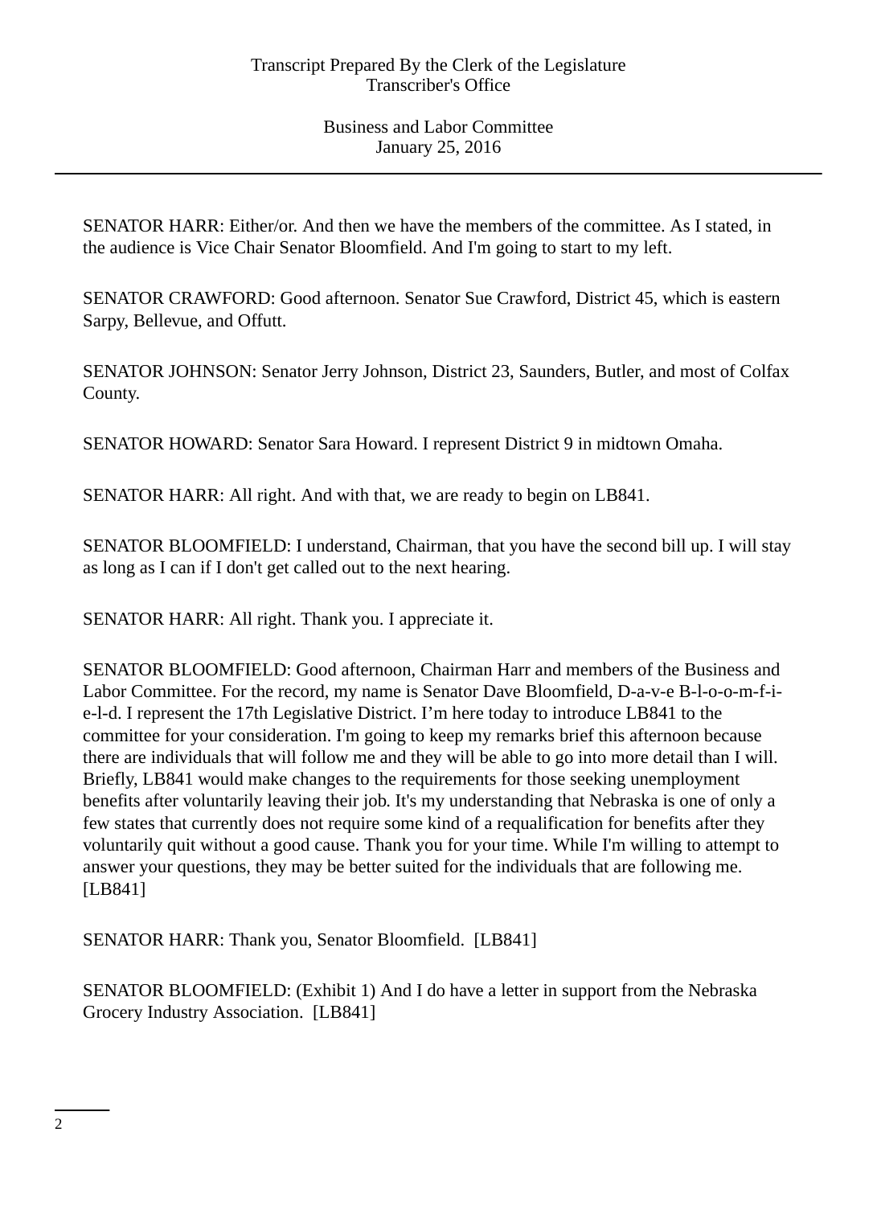SENATOR HARR: Either/or. And then we have the members of the committee. As I stated, in the audience is Vice Chair Senator Bloomfield. And I'm going to start to my left.

SENATOR CRAWFORD: Good afternoon. Senator Sue Crawford, District 45, which is eastern Sarpy, Bellevue, and Offutt.

SENATOR JOHNSON: Senator Jerry Johnson, District 23, Saunders, Butler, and most of Colfax County.

SENATOR HOWARD: Senator Sara Howard. I represent District 9 in midtown Omaha.

SENATOR HARR: All right. And with that, we are ready to begin on LB841.

SENATOR BLOOMFIELD: I understand, Chairman, that you have the second bill up. I will stay as long as I can if I don't get called out to the next hearing.

SENATOR HARR: All right. Thank you. I appreciate it.

SENATOR BLOOMFIELD: Good afternoon, Chairman Harr and members of the Business and Labor Committee. For the record, my name is Senator Dave Bloomfield, D-a-v-e B-l-o-o-m-f-i-e-l-d. I represent the 17th Legislative District. I'm here today to introduce LB841 to the committee for your consideration. I'm going to keep my remarks brief this afternoon because there are individuals that will follow me and they will be able to go into more detail than I will. Briefly, LB841 would make changes to the requirements for those seeking unemployment benefits after voluntarily leaving their job. It's my understanding that Nebraska is one of only a few states that currently does not require some kind of a requalification for benefits after they voluntarily quit without a good cause. Thank you for your time. While I'm willing to attempt to answer your questions, they may be better suited for the individuals that are following me. [LB841]

SENATOR HARR: Thank you, Senator Bloomfield. [LB841]

SENATOR BLOOMFIELD: (Exhibit 1) And I do have a letter in support from the Nebraska Grocery Industry Association. [LB841]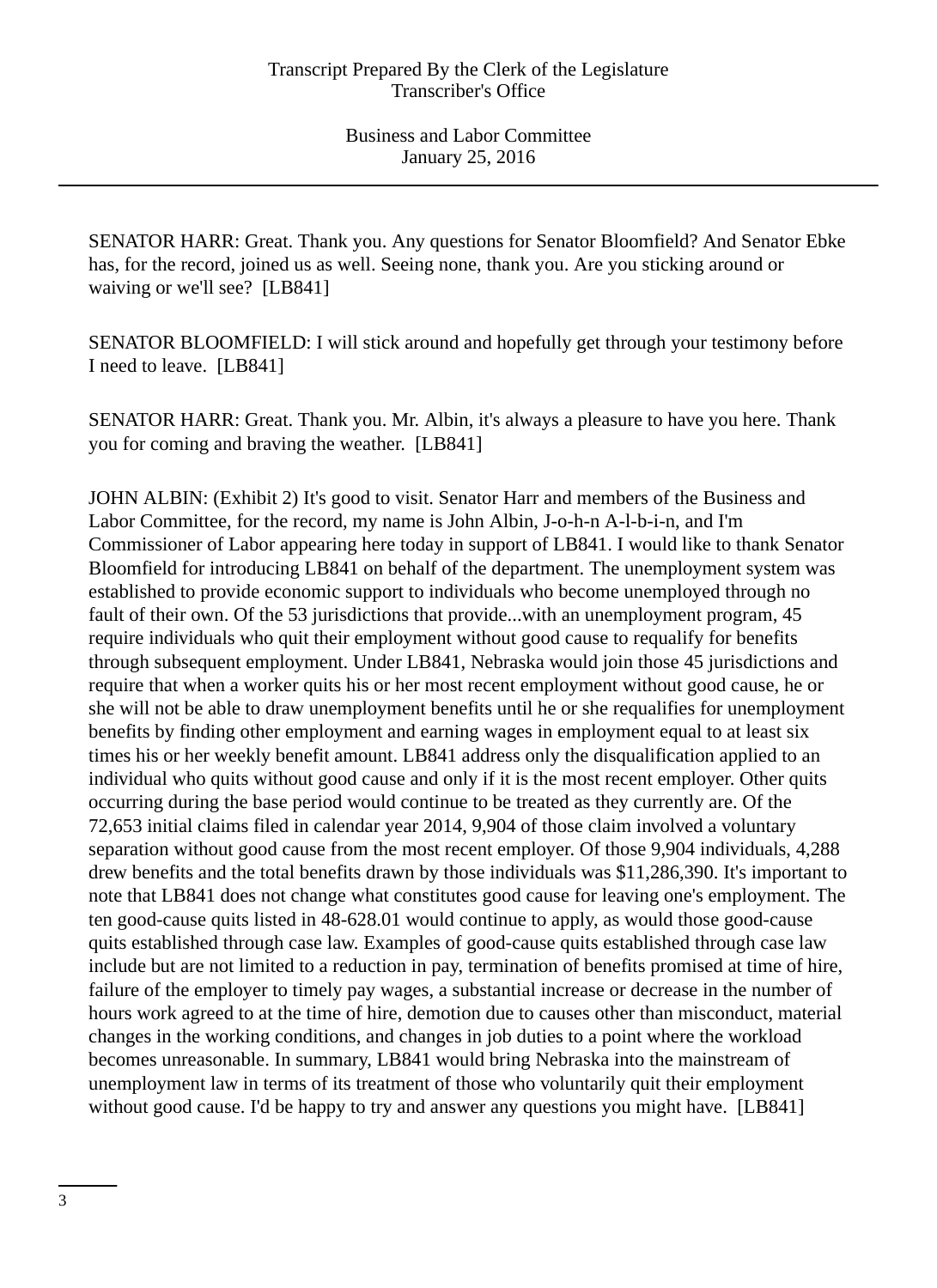SENATOR HARR: Great. Thank you. Any questions for Senator Bloomfield? And Senator Ebke has, for the record, joined us as well. Seeing none, thank you. Are you sticking around or waiving or we'll see? [LB841]

SENATOR BLOOMFIELD: I will stick around and hopefully get through your testimony before I need to leave. [LB841]

SENATOR HARR: Great. Thank you. Mr. Albin, it's always a pleasure to have you here. Thank you for coming and braving the weather. [LB841]

JOHN ALBIN: (Exhibit 2) It's good to visit. Senator Harr and members of the Business and Labor Committee, for the record, my name is John Albin, J-o-h-n A-l-b-i-n, and I'm Commissioner of Labor appearing here today in support of LB841. I would like to thank Senator Bloomfield for introducing LB841 on behalf of the department. The unemployment system was established to provide economic support to individuals who become unemployed through no fault of their own. Of the 53 jurisdictions that provide...with an unemployment program, 45 require individuals who quit their employment without good cause to requalify for benefits through subsequent employment. Under LB841, Nebraska would join those 45 jurisdictions and require that when a worker quits his or her most recent employment without good cause, he or she will not be able to draw unemployment benefits until he or she requalifies for unemployment benefits by finding other employment and earning wages in employment equal to at least six times his or her weekly benefit amount. LB841 address only the disqualification applied to an individual who quits without good cause and only if it is the most recent employer. Other quits occurring during the base period would continue to be treated as they currently are. Of the 72,653 initial claims filed in calendar year 2014, 9,904 of those claim involved a voluntary separation without good cause from the most recent employer. Of those 9,904 individuals, 4,288 drew benefits and the total benefits drawn by those individuals was $11,286,390. It's important to note that LB841 does not change what constitutes good cause for leaving one's employment. The ten good-cause quits listed in 48-628.01 would continue to apply, as would those good-cause quits established through case law. Examples of good-cause quits established through case law include but are not limited to a reduction in pay, termination of benefits promised at time of hire, failure of the employer to timely pay wages, a substantial increase or decrease in the number of hours work agreed to at the time of hire, demotion due to causes other than misconduct, material changes in the working conditions, and changes in job duties to a point where the workload becomes unreasonable. In summary, LB841 would bring Nebraska into the mainstream of unemployment law in terms of its treatment of those who voluntarily quit their employment without good cause. I'd be happy to try and answer any questions you might have. [LB841]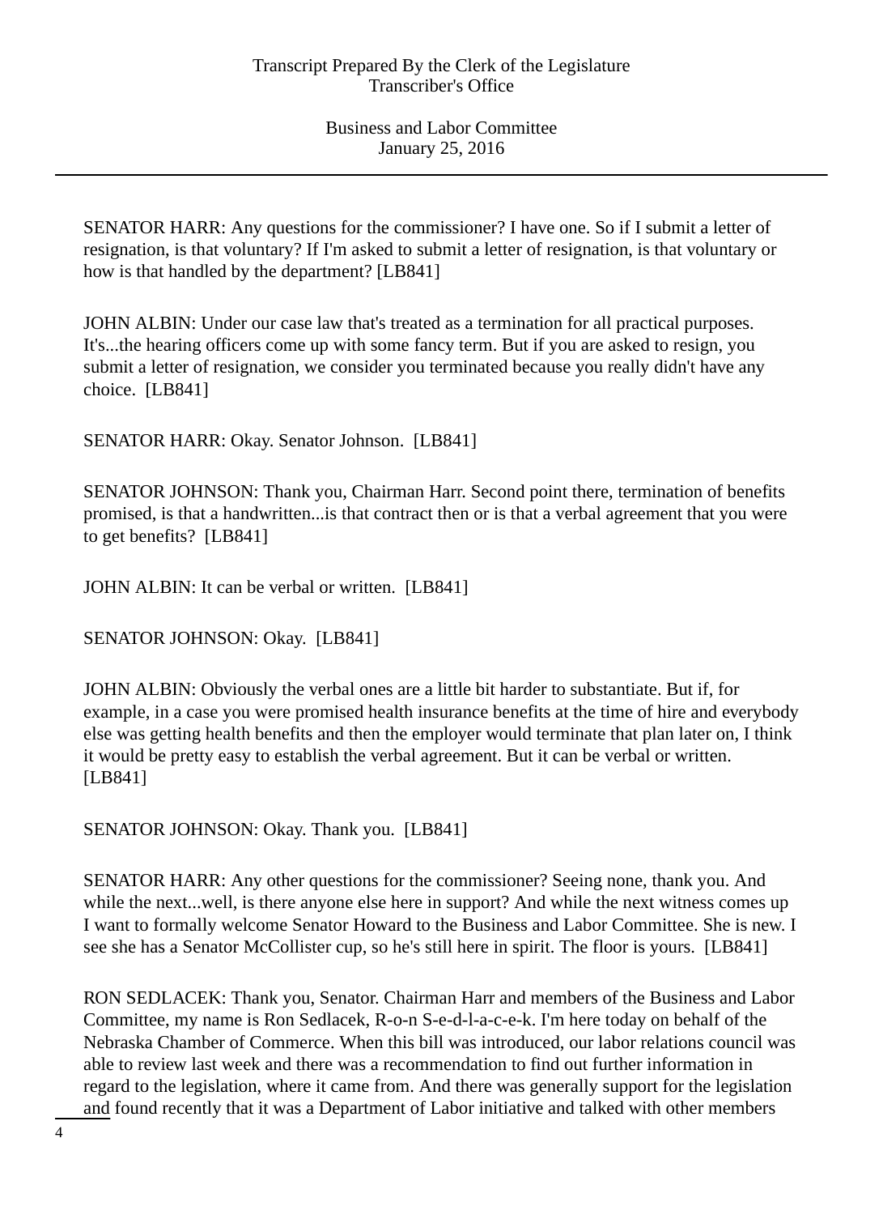SENATOR HARR: Any questions for the commissioner? I have one. So if I submit a letter of resignation, is that voluntary? If I'm asked to submit a letter of resignation, is that voluntary or how is that handled by the department? [LB841]

JOHN ALBIN: Under our case law that's treated as a termination for all practical purposes. It's...the hearing officers come up with some fancy term. But if you are asked to resign, you submit a letter of resignation, we consider you terminated because you really didn't have any choice. [LB841]

SENATOR HARR: Okay. Senator Johnson. [LB841]

SENATOR JOHNSON: Thank you, Chairman Harr. Second point there, termination of benefits promised, is that a handwritten...is that contract then or is that a verbal agreement that you were to get benefits? [LB841]

JOHN ALBIN: It can be verbal or written. [LB841]

SENATOR JOHNSON: Okay. [LB841]

JOHN ALBIN: Obviously the verbal ones are a little bit harder to substantiate. But if, for example, in a case you were promised health insurance benefits at the time of hire and everybody else was getting health benefits and then the employer would terminate that plan later on, I think it would be pretty easy to establish the verbal agreement. But it can be verbal or written. [LB841]

SENATOR JOHNSON: Okay. Thank you. [LB841]

SENATOR HARR: Any other questions for the commissioner? Seeing none, thank you. And while the next...well, is there anyone else here in support? And while the next witness comes up I want to formally welcome Senator Howard to the Business and Labor Committee. She is new. I see she has a Senator McCollister cup, so he's still here in spirit. The floor is yours. [LB841]

RON SEDLACEK: Thank you, Senator. Chairman Harr and members of the Business and Labor Committee, my name is Ron Sedlacek, R-o-n S-e-d-l-a-c-e-k. I'm here today on behalf of the Nebraska Chamber of Commerce. When this bill was introduced, our labor relations council was able to review last week and there was a recommendation to find out further information in regard to the legislation, where it came from. And there was generally support for the legislation and found recently that it was a Department of Labor initiative and talked with other members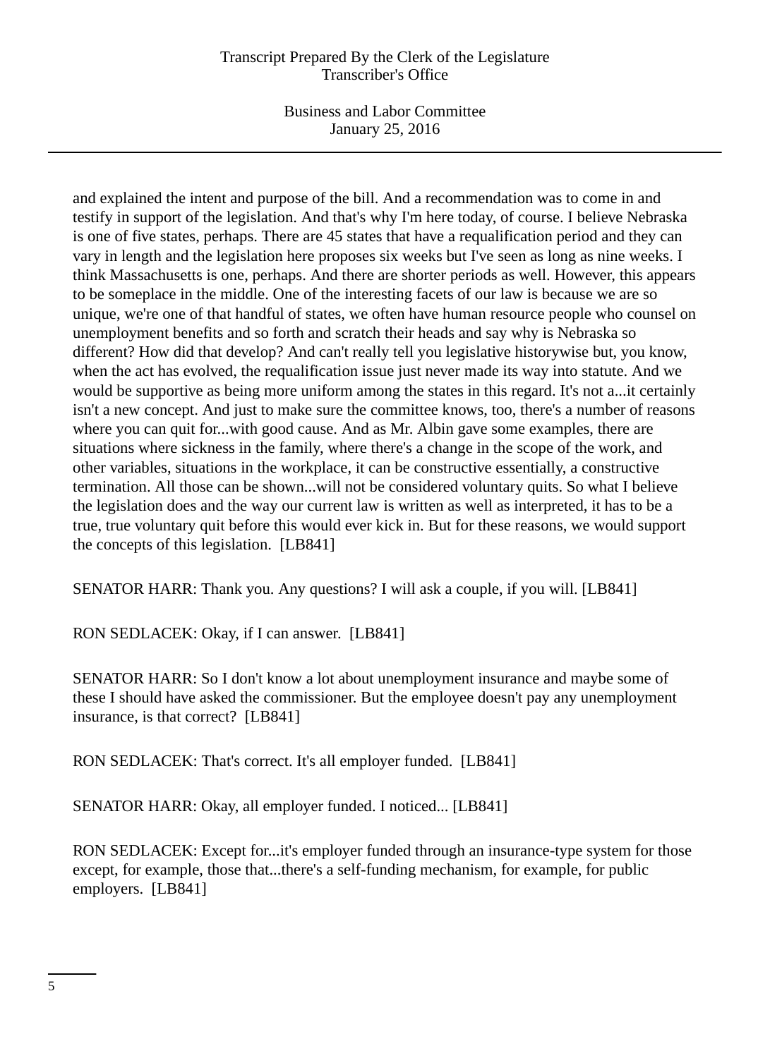and explained the intent and purpose of the bill. And a recommendation was to come in and testify in support of the legislation. And that's why I'm here today, of course. I believe Nebraska is one of five states, perhaps. There are 45 states that have a requalification period and they can vary in length and the legislation here proposes six weeks but I've seen as long as nine weeks. I think Massachusetts is one, perhaps. And there are shorter periods as well. However, this appears to be someplace in the middle. One of the interesting facets of our law is because we are so unique, we're one of that handful of states, we often have human resource people who counsel on unemployment benefits and so forth and scratch their heads and say why is Nebraska so different? How did that develop? And can't really tell you legislative historywise but, you know, when the act has evolved, the requalification issue just never made its way into statute. And we would be supportive as being more uniform among the states in this regard. It's not a...it certainly isn't a new concept. And just to make sure the committee knows, too, there's a number of reasons where you can quit for...with good cause. And as Mr. Albin gave some examples, there are situations where sickness in the family, where there's a change in the scope of the work, and other variables, situations in the workplace, it can be constructive essentially, a constructive termination. All those can be shown...will not be considered voluntary quits. So what I believe the legislation does and the way our current law is written as well as interpreted, it has to be a true, true voluntary quit before this would ever kick in. But for these reasons, we would support the concepts of this legislation. [LB841]

SENATOR HARR: Thank you. Any questions? I will ask a couple, if you will. [LB841]

RON SEDLACEK: Okay, if I can answer. [LB841]

SENATOR HARR: So I don't know a lot about unemployment insurance and maybe some of these I should have asked the commissioner. But the employee doesn't pay any unemployment insurance, is that correct? [LB841]

RON SEDLACEK: That's correct. It's all employer funded. [LB841]

SENATOR HARR: Okay, all employer funded. I noticed... [LB841]

RON SEDLACEK: Except for...it's employer funded through an insurance-type system for those except, for example, those that...there's a self-funding mechanism, for example, for public employers. [LB841]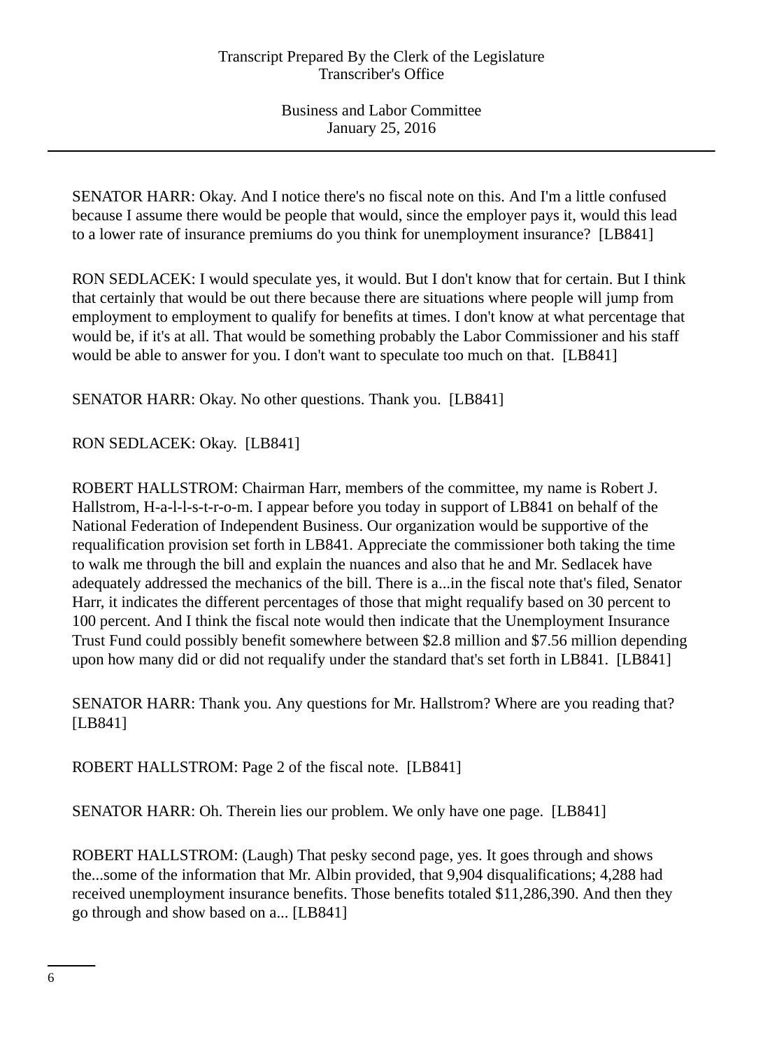SENATOR HARR: Okay. And I notice there's no fiscal note on this. And I'm a little confused because I assume there would be people that would, since the employer pays it, would this lead to a lower rate of insurance premiums do you think for unemployment insurance?  [LB841]

RON SEDLACEK: I would speculate yes, it would. But I don't know that for certain. But I think that certainly that would be out there because there are situations where people will jump from employment to employment to qualify for benefits at times. I don't know at what percentage that would be, if it's at all. That would be something probably the Labor Commissioner and his staff would be able to answer for you. I don't want to speculate too much on that.  [LB841]

SENATOR HARR: Okay. No other questions. Thank you.  [LB841]

RON SEDLACEK: Okay.  [LB841]

ROBERT HALLSTROM: Chairman Harr, members of the committee, my name is Robert J. Hallstrom, H-a-l-l-s-t-r-o-m. I appear before you today in support of LB841 on behalf of the National Federation of Independent Business. Our organization would be supportive of the requalification provision set forth in LB841. Appreciate the commissioner both taking the time to walk me through the bill and explain the nuances and also that he and Mr. Sedlacek have adequately addressed the mechanics of the bill. There is a...in the fiscal note that's filed, Senator Harr, it indicates the different percentages of those that might requalify based on 30 percent to 100 percent. And I think the fiscal note would then indicate that the Unemployment Insurance Trust Fund could possibly benefit somewhere between $2.8 million and $7.56 million depending upon how many did or did not requalify under the standard that's set forth in LB841.  [LB841]

SENATOR HARR: Thank you. Any questions for Mr. Hallstrom? Where are you reading that?  [LB841]

ROBERT HALLSTROM: Page 2 of the fiscal note.  [LB841]

SENATOR HARR: Oh. Therein lies our problem. We only have one page.  [LB841]

ROBERT HALLSTROM: (Laugh) That pesky second page, yes. It goes through and shows the...some of the information that Mr. Albin provided, that 9,904 disqualifications; 4,288 had received unemployment insurance benefits. Those benefits totaled $11,286,390. And then they go through and show based on a... [LB841]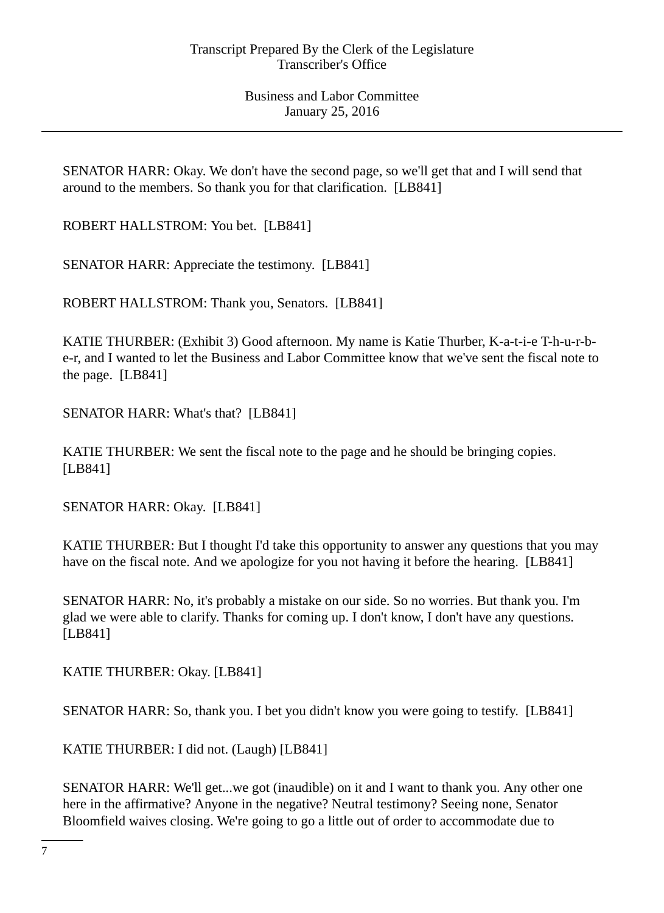SENATOR HARR: Okay. We don't have the second page, so we'll get that and I will send that around to the members. So thank you for that clarification. [LB841]

ROBERT HALLSTROM: You bet. [LB841]

SENATOR HARR: Appreciate the testimony. [LB841]

ROBERT HALLSTROM: Thank you, Senators. [LB841]

KATIE THURBER: (Exhibit 3) Good afternoon. My name is Katie Thurber, K-a-t-i-e T-h-u-r-b-e-r, and I wanted to let the Business and Labor Committee know that we've sent the fiscal note to the page. [LB841]

SENATOR HARR: What's that? [LB841]

KATIE THURBER: We sent the fiscal note to the page and he should be bringing copies. [LB841]

SENATOR HARR: Okay. [LB841]

KATIE THURBER: But I thought I'd take this opportunity to answer any questions that you may have on the fiscal note. And we apologize for you not having it before the hearing. [LB841]

SENATOR HARR: No, it's probably a mistake on our side. So no worries. But thank you. I'm glad we were able to clarify. Thanks for coming up. I don't know, I don't have any questions. [LB841]

KATIE THURBER: Okay. [LB841]

SENATOR HARR: So, thank you. I bet you didn't know you were going to testify. [LB841]

KATIE THURBER: I did not. (Laugh) [LB841]

SENATOR HARR: We'll get...we got (inaudible) on it and I want to thank you. Any other one here in the affirmative? Anyone in the negative? Neutral testimony? Seeing none, Senator Bloomfield waives closing. We're going to go a little out of order to accommodate due to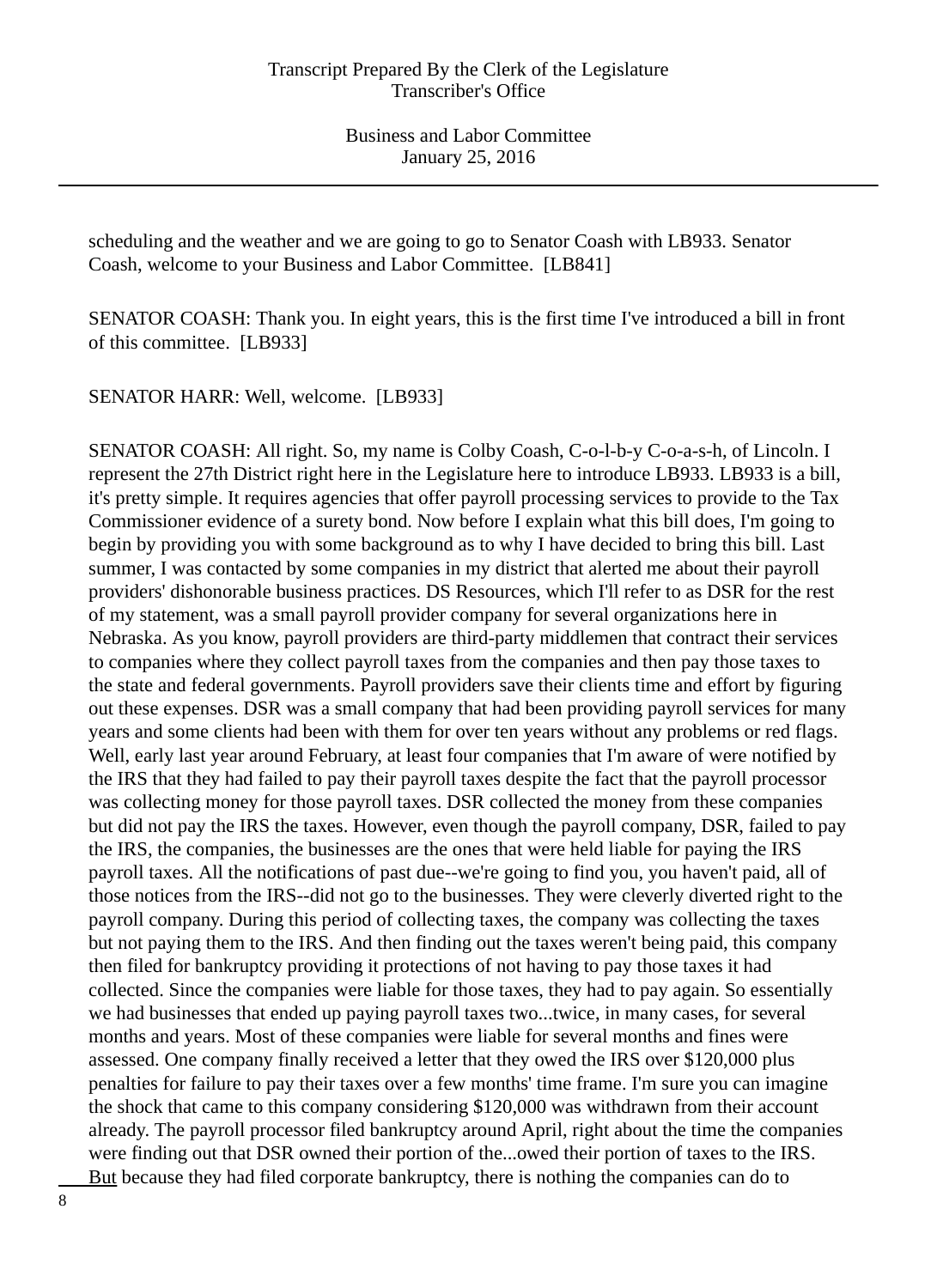scheduling and the weather and we are going to go to Senator Coash with LB933. Senator Coash, welcome to your Business and Labor Committee. [LB841]

SENATOR COASH: Thank you. In eight years, this is the first time I've introduced a bill in front of this committee. [LB933]

SENATOR HARR: Well, welcome. [LB933]

SENATOR COASH: All right. So, my name is Colby Coash, C-o-l-b-y C-o-a-s-h, of Lincoln. I represent the 27th District right here in the Legislature here to introduce LB933. LB933 is a bill, it's pretty simple. It requires agencies that offer payroll processing services to provide to the Tax Commissioner evidence of a surety bond. Now before I explain what this bill does, I'm going to begin by providing you with some background as to why I have decided to bring this bill. Last summer, I was contacted by some companies in my district that alerted me about their payroll providers' dishonorable business practices. DS Resources, which I'll refer to as DSR for the rest of my statement, was a small payroll provider company for several organizations here in Nebraska. As you know, payroll providers are third-party middlemen that contract their services to companies where they collect payroll taxes from the companies and then pay those taxes to the state and federal governments. Payroll providers save their clients time and effort by figuring out these expenses. DSR was a small company that had been providing payroll services for many years and some clients had been with them for over ten years without any problems or red flags. Well, early last year around February, at least four companies that I'm aware of were notified by the IRS that they had failed to pay their payroll taxes despite the fact that the payroll processor was collecting money for those payroll taxes. DSR collected the money from these companies but did not pay the IRS the taxes. However, even though the payroll company, DSR, failed to pay the IRS, the companies, the businesses are the ones that were held liable for paying the IRS payroll taxes. All the notifications of past due--we're going to find you, you haven't paid, all of those notices from the IRS--did not go to the businesses. They were cleverly diverted right to the payroll company. During this period of collecting taxes, the company was collecting the taxes but not paying them to the IRS. And then finding out the taxes weren't being paid, this company then filed for bankruptcy providing it protections of not having to pay those taxes it had collected. Since the companies were liable for those taxes, they had to pay again. So essentially we had businesses that ended up paying payroll taxes two...twice, in many cases, for several months and years. Most of these companies were liable for several months and fines were assessed. One company finally received a letter that they owed the IRS over $120,000 plus penalties for failure to pay their taxes over a few months' time frame. I'm sure you can imagine the shock that came to this company considering $120,000 was withdrawn from their account already. The payroll processor filed bankruptcy around April, right about the time the companies were finding out that DSR owned their portion of the...owed their portion of taxes to the IRS. But because they had filed corporate bankruptcy, there is nothing the companies can do to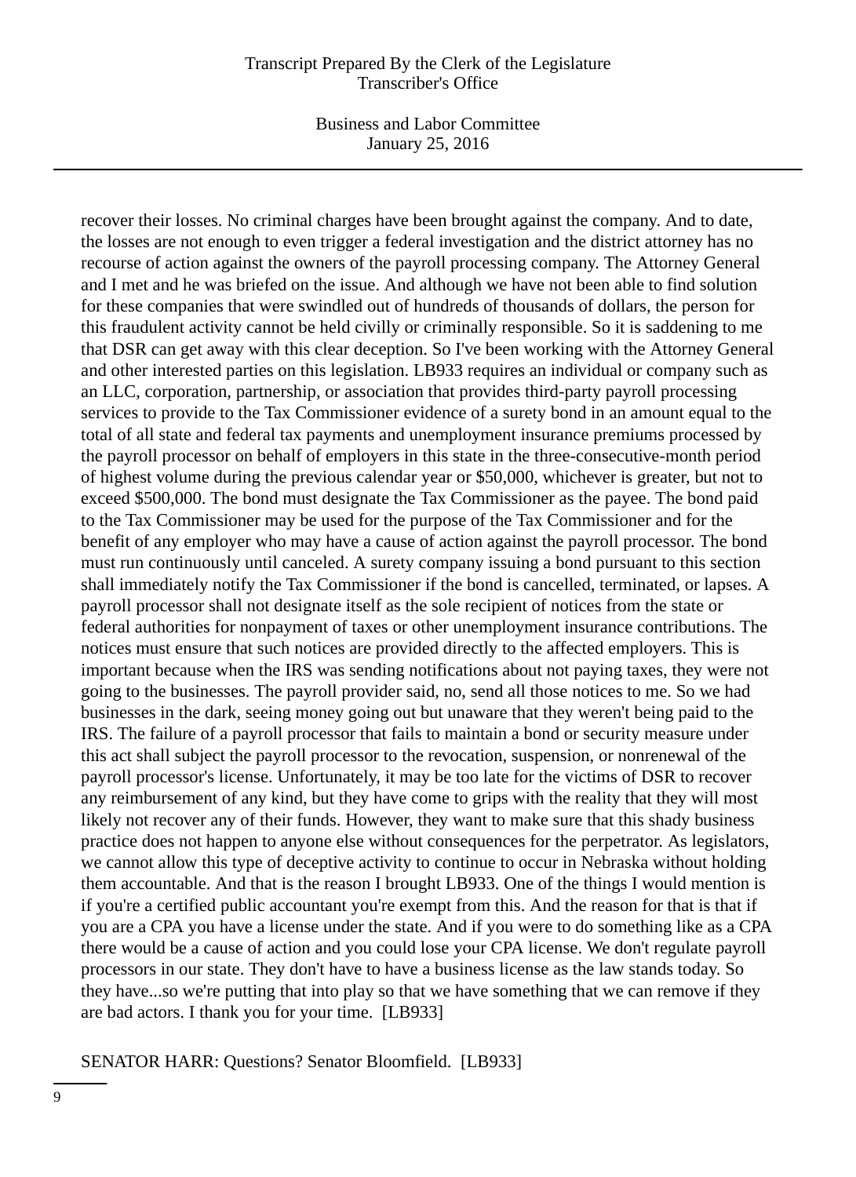recover their losses. No criminal charges have been brought against the company. And to date, the losses are not enough to even trigger a federal investigation and the district attorney has no recourse of action against the owners of the payroll processing company. The Attorney General and I met and he was briefed on the issue. And although we have not been able to find solution for these companies that were swindled out of hundreds of thousands of dollars, the person for this fraudulent activity cannot be held civilly or criminally responsible. So it is saddening to me that DSR can get away with this clear deception. So I've been working with the Attorney General and other interested parties on this legislation. LB933 requires an individual or company such as an LLC, corporation, partnership, or association that provides third-party payroll processing services to provide to the Tax Commissioner evidence of a surety bond in an amount equal to the total of all state and federal tax payments and unemployment insurance premiums processed by the payroll processor on behalf of employers in this state in the three-consecutive-month period of highest volume during the previous calendar year or $50,000, whichever is greater, but not to exceed $500,000. The bond must designate the Tax Commissioner as the payee. The bond paid to the Tax Commissioner may be used for the purpose of the Tax Commissioner and for the benefit of any employer who may have a cause of action against the payroll processor. The bond must run continuously until canceled. A surety company issuing a bond pursuant to this section shall immediately notify the Tax Commissioner if the bond is cancelled, terminated, or lapses. A payroll processor shall not designate itself as the sole recipient of notices from the state or federal authorities for nonpayment of taxes or other unemployment insurance contributions. The notices must ensure that such notices are provided directly to the affected employers. This is important because when the IRS was sending notifications about not paying taxes, they were not going to the businesses. The payroll provider said, no, send all those notices to me. So we had businesses in the dark, seeing money going out but unaware that they weren't being paid to the IRS. The failure of a payroll processor that fails to maintain a bond or security measure under this act shall subject the payroll processor to the revocation, suspension, or nonrenewal of the payroll processor's license. Unfortunately, it may be too late for the victims of DSR to recover any reimbursement of any kind, but they have come to grips with the reality that they will most likely not recover any of their funds. However, they want to make sure that this shady business practice does not happen to anyone else without consequences for the perpetrator. As legislators, we cannot allow this type of deceptive activity to continue to occur in Nebraska without holding them accountable. And that is the reason I brought LB933. One of the things I would mention is if you're a certified public accountant you're exempt from this. And the reason for that is that if you are a CPA you have a license under the state. And if you were to do something like as a CPA there would be a cause of action and you could lose your CPA license. We don't regulate payroll processors in our state. They don't have to have a business license as the law stands today. So they have...so we're putting that into play so that we have something that we can remove if they are bad actors. I thank you for your time. [LB933]

SENATOR HARR: Questions? Senator Bloomfield. [LB933]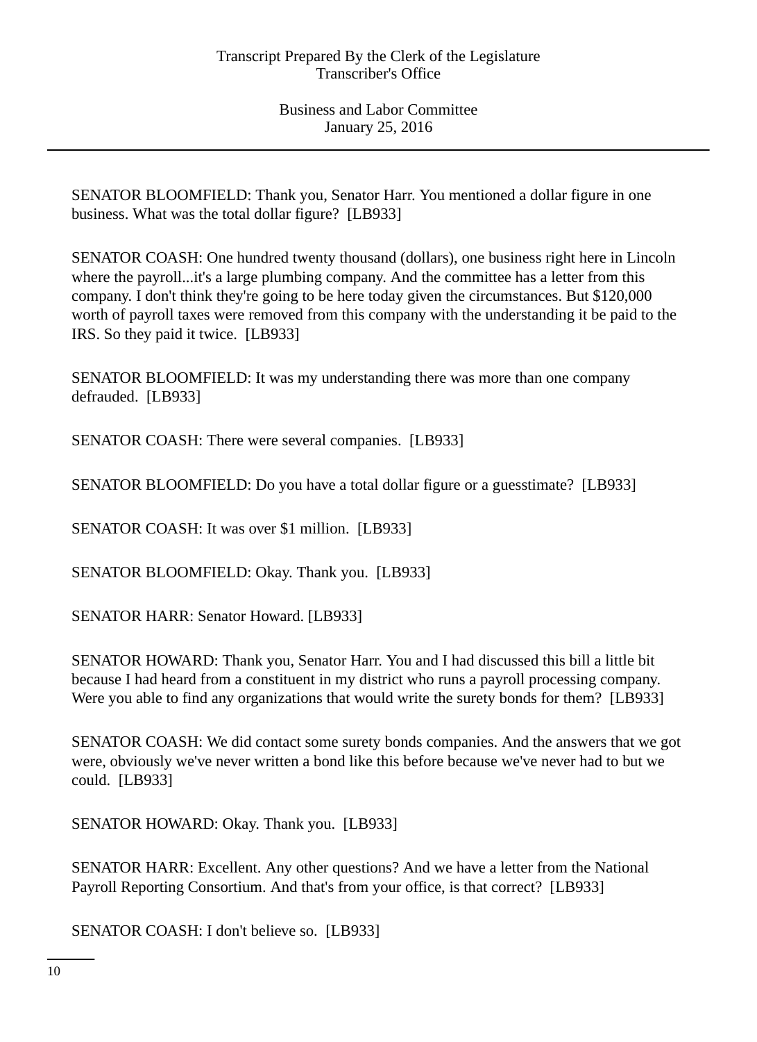SENATOR BLOOMFIELD: Thank you, Senator Harr. You mentioned a dollar figure in one business. What was the total dollar figure? [LB933]

SENATOR COASH: One hundred twenty thousand (dollars), one business right here in Lincoln where the payroll...it's a large plumbing company. And the committee has a letter from this company. I don't think they're going to be here today given the circumstances. But $120,000 worth of payroll taxes were removed from this company with the understanding it be paid to the IRS. So they paid it twice. [LB933]

SENATOR BLOOMFIELD: It was my understanding there was more than one company defrauded. [LB933]

SENATOR COASH: There were several companies. [LB933]

SENATOR BLOOMFIELD: Do you have a total dollar figure or a guesstimate? [LB933]

SENATOR COASH: It was over $1 million. [LB933]

SENATOR BLOOMFIELD: Okay. Thank you. [LB933]

SENATOR HARR: Senator Howard. [LB933]

SENATOR HOWARD: Thank you, Senator Harr. You and I had discussed this bill a little bit because I had heard from a constituent in my district who runs a payroll processing company. Were you able to find any organizations that would write the surety bonds for them? [LB933]

SENATOR COASH: We did contact some surety bonds companies. And the answers that we got were, obviously we've never written a bond like this before because we've never had to but we could. [LB933]

SENATOR HOWARD: Okay. Thank you. [LB933]

SENATOR HARR: Excellent. Any other questions? And we have a letter from the National Payroll Reporting Consortium. And that's from your office, is that correct? [LB933]

SENATOR COASH: I don't believe so. [LB933]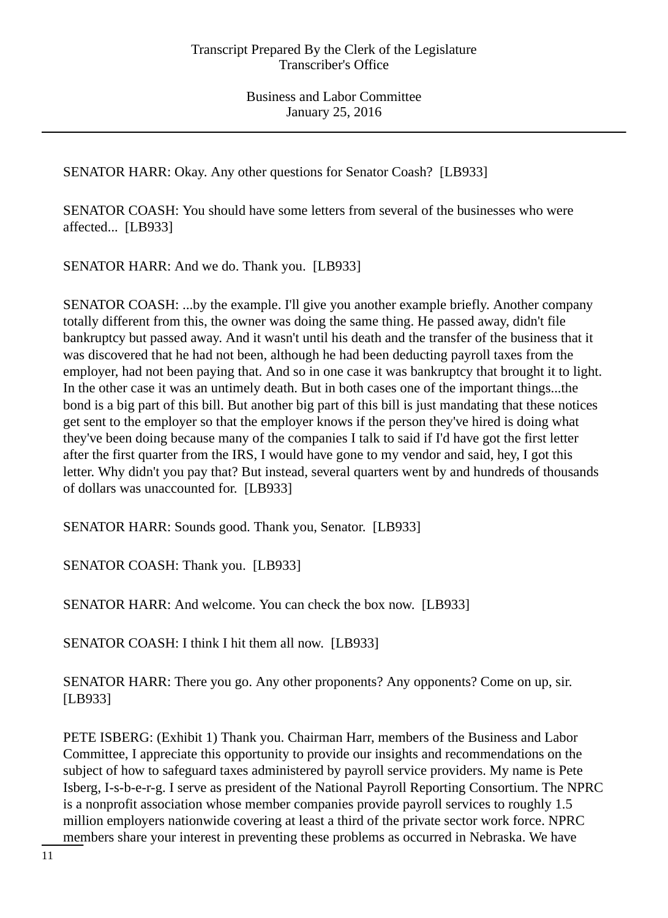SENATOR HARR: Okay. Any other questions for Senator Coash? [LB933]

SENATOR COASH: You should have some letters from several of the businesses who were affected... [LB933]

SENATOR HARR: And we do. Thank you. [LB933]

SENATOR COASH: ...by the example. I'll give you another example briefly. Another company totally different from this, the owner was doing the same thing. He passed away, didn't file bankruptcy but passed away. And it wasn't until his death and the transfer of the business that it was discovered that he had not been, although he had been deducting payroll taxes from the employer, had not been paying that. And so in one case it was bankruptcy that brought it to light. In the other case it was an untimely death. But in both cases one of the important things...the bond is a big part of this bill. But another big part of this bill is just mandating that these notices get sent to the employer so that the employer knows if the person they've hired is doing what they've been doing because many of the companies I talk to said if I'd have got the first letter after the first quarter from the IRS, I would have gone to my vendor and said, hey, I got this letter. Why didn't you pay that? But instead, several quarters went by and hundreds of thousands of dollars was unaccounted for. [LB933]

SENATOR HARR: Sounds good. Thank you, Senator. [LB933]

SENATOR COASH: Thank you. [LB933]

SENATOR HARR: And welcome. You can check the box now. [LB933]

SENATOR COASH: I think I hit them all now. [LB933]

SENATOR HARR: There you go. Any other proponents? Any opponents? Come on up, sir. [LB933]

PETE ISBERG: (Exhibit 1) Thank you. Chairman Harr, members of the Business and Labor Committee, I appreciate this opportunity to provide our insights and recommendations on the subject of how to safeguard taxes administered by payroll service providers. My name is Pete Isberg, I-s-b-e-r-g. I serve as president of the National Payroll Reporting Consortium. The NPRC is a nonprofit association whose member companies provide payroll services to roughly 1.5 million employers nationwide covering at least a third of the private sector work force. NPRC members share your interest in preventing these problems as occurred in Nebraska. We have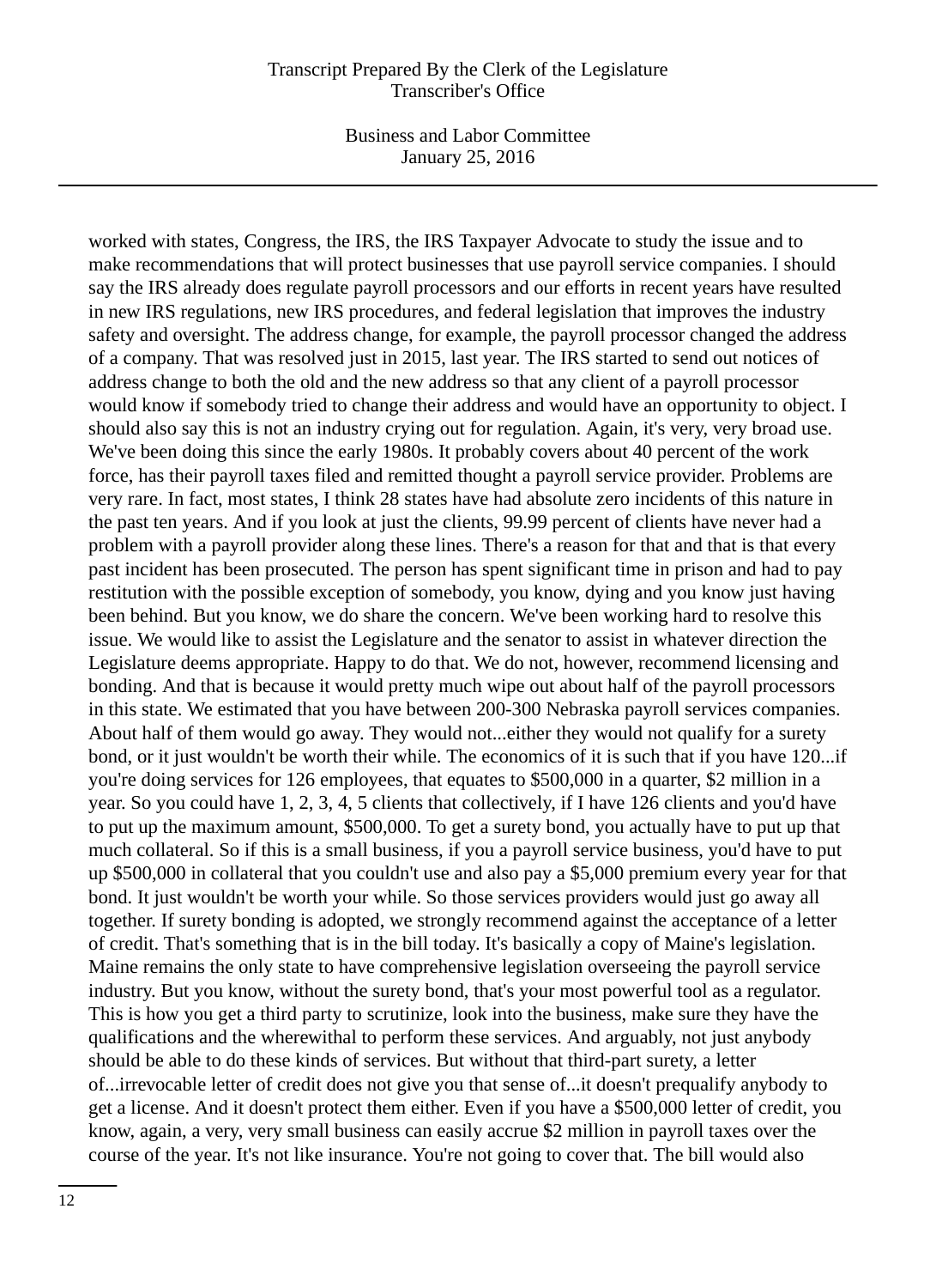worked with states, Congress, the IRS, the IRS Taxpayer Advocate to study the issue and to make recommendations that will protect businesses that use payroll service companies. I should say the IRS already does regulate payroll processors and our efforts in recent years have resulted in new IRS regulations, new IRS procedures, and federal legislation that improves the industry safety and oversight. The address change, for example, the payroll processor changed the address of a company. That was resolved just in 2015, last year. The IRS started to send out notices of address change to both the old and the new address so that any client of a payroll processor would know if somebody tried to change their address and would have an opportunity to object. I should also say this is not an industry crying out for regulation. Again, it's very, very broad use. We've been doing this since the early 1980s. It probably covers about 40 percent of the work force, has their payroll taxes filed and remitted thought a payroll service provider. Problems are very rare. In fact, most states, I think 28 states have had absolute zero incidents of this nature in the past ten years. And if you look at just the clients, 99.99 percent of clients have never had a problem with a payroll provider along these lines. There's a reason for that and that is that every past incident has been prosecuted. The person has spent significant time in prison and had to pay restitution with the possible exception of somebody, you know, dying and you know just having been behind. But you know, we do share the concern. We've been working hard to resolve this issue. We would like to assist the Legislature and the senator to assist in whatever direction the Legislature deems appropriate. Happy to do that. We do not, however, recommend licensing and bonding. And that is because it would pretty much wipe out about half of the payroll processors in this state. We estimated that you have between 200-300 Nebraska payroll services companies. About half of them would go away. They would not...either they would not qualify for a surety bond, or it just wouldn't be worth their while. The economics of it is such that if you have 120...if you're doing services for 126 employees, that equates to $500,000 in a quarter, $2 million in a year. So you could have 1, 2, 3, 4, 5 clients that collectively, if I have 126 clients and you'd have to put up the maximum amount, $500,000. To get a surety bond, you actually have to put up that much collateral. So if this is a small business, if you a payroll service business, you'd have to put up $500,000 in collateral that you couldn't use and also pay a $5,000 premium every year for that bond. It just wouldn't be worth your while. So those services providers would just go away all together. If surety bonding is adopted, we strongly recommend against the acceptance of a letter of credit. That's something that is in the bill today. It's basically a copy of Maine's legislation. Maine remains the only state to have comprehensive legislation overseeing the payroll service industry. But you know, without the surety bond, that's your most powerful tool as a regulator. This is how you get a third party to scrutinize, look into the business, make sure they have the qualifications and the wherewithal to perform these services. And arguably, not just anybody should be able to do these kinds of services. But without that third-part surety, a letter of...irrevocable letter of credit does not give you that sense of...it doesn't prequalify anybody to get a license. And it doesn't protect them either. Even if you have a $500,000 letter of credit, you know, again, a very, very small business can easily accrue $2 million in payroll taxes over the course of the year. It's not like insurance. You're not going to cover that. The bill would also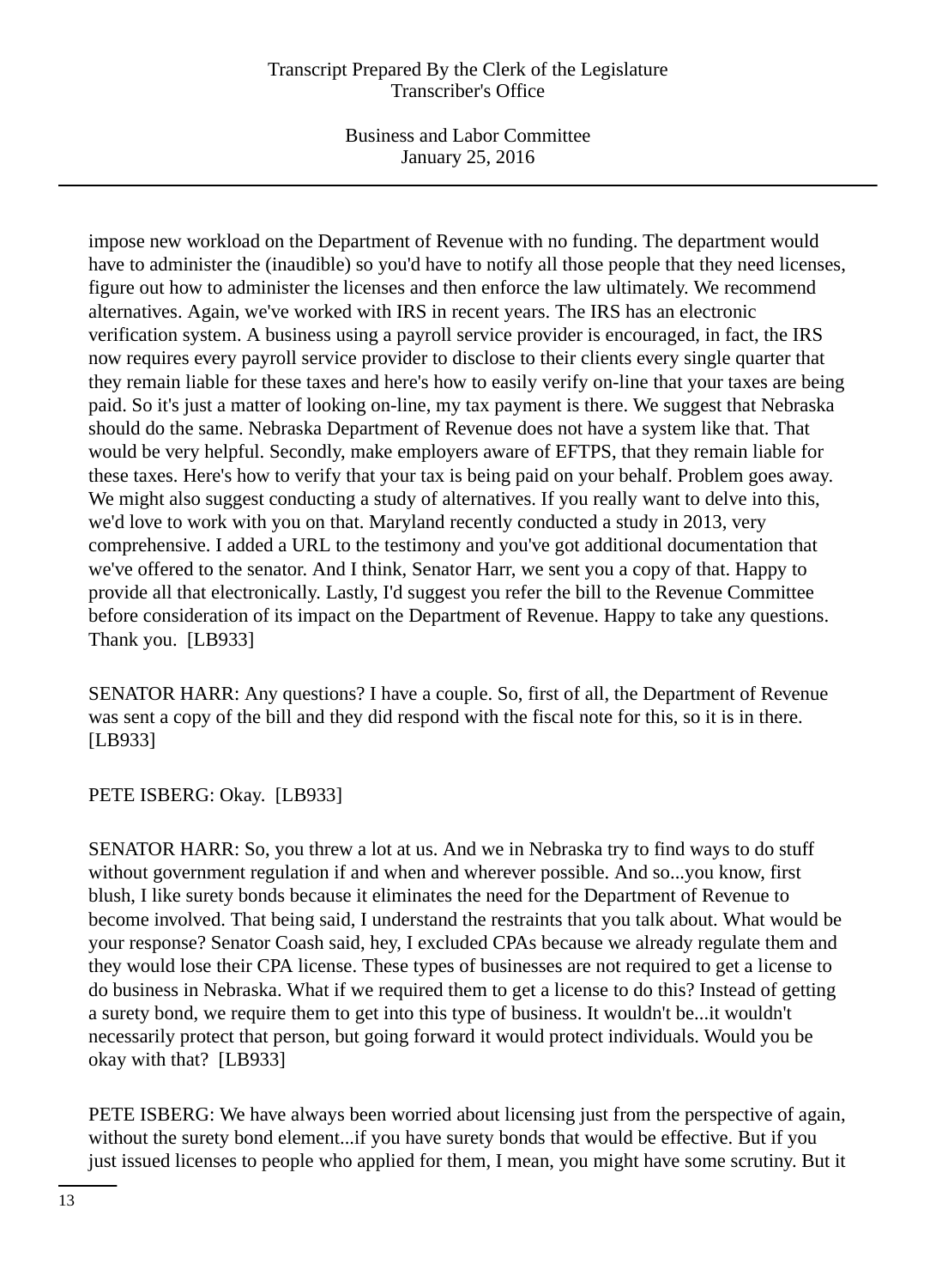impose new workload on the Department of Revenue with no funding. The department would have to administer the (inaudible) so you'd have to notify all those people that they need licenses, figure out how to administer the licenses and then enforce the law ultimately. We recommend alternatives. Again, we've worked with IRS in recent years. The IRS has an electronic verification system. A business using a payroll service provider is encouraged, in fact, the IRS now requires every payroll service provider to disclose to their clients every single quarter that they remain liable for these taxes and here's how to easily verify on-line that your taxes are being paid. So it's just a matter of looking on-line, my tax payment is there. We suggest that Nebraska should do the same. Nebraska Department of Revenue does not have a system like that. That would be very helpful. Secondly, make employers aware of EFTPS, that they remain liable for these taxes. Here's how to verify that your tax is being paid on your behalf. Problem goes away. We might also suggest conducting a study of alternatives. If you really want to delve into this, we'd love to work with you on that. Maryland recently conducted a study in 2013, very comprehensive. I added a URL to the testimony and you've got additional documentation that we've offered to the senator. And I think, Senator Harr, we sent you a copy of that. Happy to provide all that electronically. Lastly, I'd suggest you refer the bill to the Revenue Committee before consideration of its impact on the Department of Revenue. Happy to take any questions. Thank you. [LB933]

SENATOR HARR: Any questions? I have a couple. So, first of all, the Department of Revenue was sent a copy of the bill and they did respond with the fiscal note for this, so it is in there. [LB933]

PETE ISBERG: Okay. [LB933]

SENATOR HARR: So, you threw a lot at us. And we in Nebraska try to find ways to do stuff without government regulation if and when and wherever possible. And so...you know, first blush, I like surety bonds because it eliminates the need for the Department of Revenue to become involved. That being said, I understand the restraints that you talk about. What would be your response? Senator Coash said, hey, I excluded CPAs because we already regulate them and they would lose their CPA license. These types of businesses are not required to get a license to do business in Nebraska. What if we required them to get a license to do this? Instead of getting a surety bond, we require them to get into this type of business. It wouldn't be...it wouldn't necessarily protect that person, but going forward it would protect individuals. Would you be okay with that? [LB933]

PETE ISBERG: We have always been worried about licensing just from the perspective of again, without the surety bond element...if you have surety bonds that would be effective. But if you just issued licenses to people who applied for them, I mean, you might have some scrutiny. But it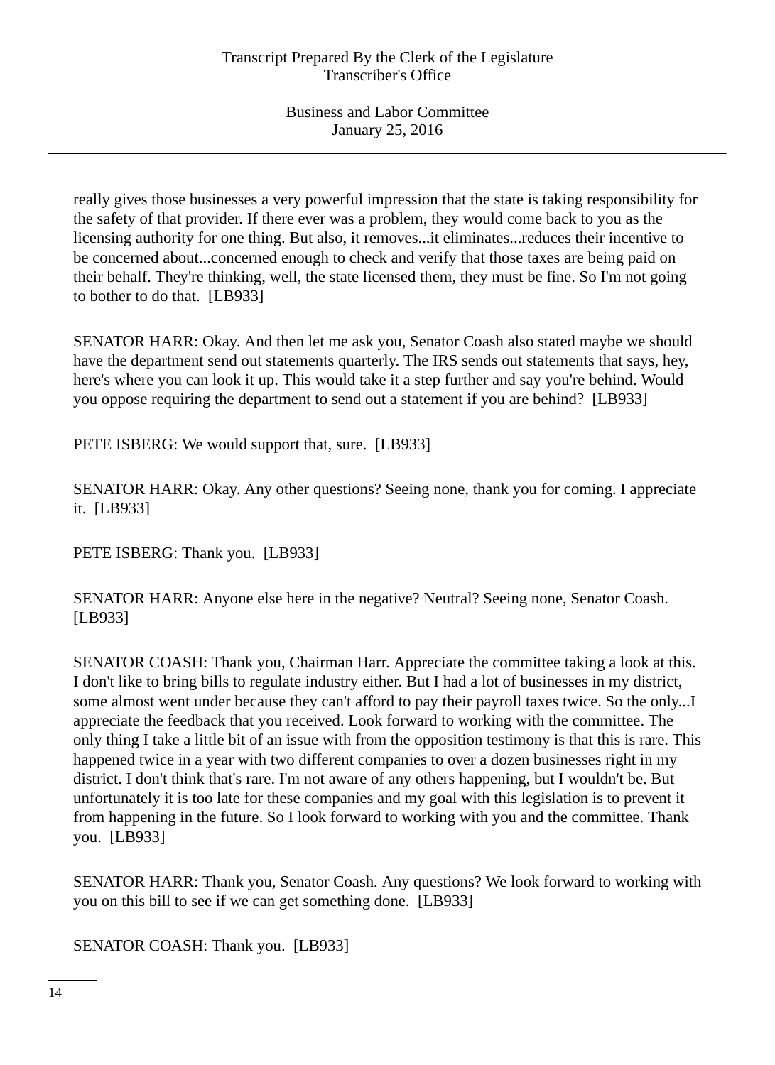really gives those businesses a very powerful impression that the state is taking responsibility for the safety of that provider. If there ever was a problem, they would come back to you as the licensing authority for one thing. But also, it removes...it eliminates...reduces their incentive to be concerned about...concerned enough to check and verify that those taxes are being paid on their behalf. They're thinking, well, the state licensed them, they must be fine. So I'm not going to bother to do that.  [LB933]

SENATOR HARR: Okay. And then let me ask you, Senator Coash also stated maybe we should have the department send out statements quarterly. The IRS sends out statements that says, hey, here's where you can look it up. This would take it a step further and say you're behind. Would you oppose requiring the department to send out a statement if you are behind?  [LB933]

PETE ISBERG: We would support that, sure.  [LB933]

SENATOR HARR: Okay. Any other questions? Seeing none, thank you for coming. I appreciate it.  [LB933]

PETE ISBERG: Thank you.  [LB933]

SENATOR HARR: Anyone else here in the negative? Neutral? Seeing none, Senator Coash.  [LB933]

SENATOR COASH: Thank you, Chairman Harr. Appreciate the committee taking a look at this. I don't like to bring bills to regulate industry either. But I had a lot of businesses in my district, some almost went under because they can't afford to pay their payroll taxes twice. So the only...I appreciate the feedback that you received. Look forward to working with the committee. The only thing I take a little bit of an issue with from the opposition testimony is that this is rare. This happened twice in a year with two different companies to over a dozen businesses right in my district. I don't think that's rare. I'm not aware of any others happening, but I wouldn't be. But unfortunately it is too late for these companies and my goal with this legislation is to prevent it from happening in the future. So I look forward to working with you and the committee. Thank you.  [LB933]

SENATOR HARR: Thank you, Senator Coash. Any questions? We look forward to working with you on this bill to see if we can get something done.  [LB933]

SENATOR COASH: Thank you.  [LB933]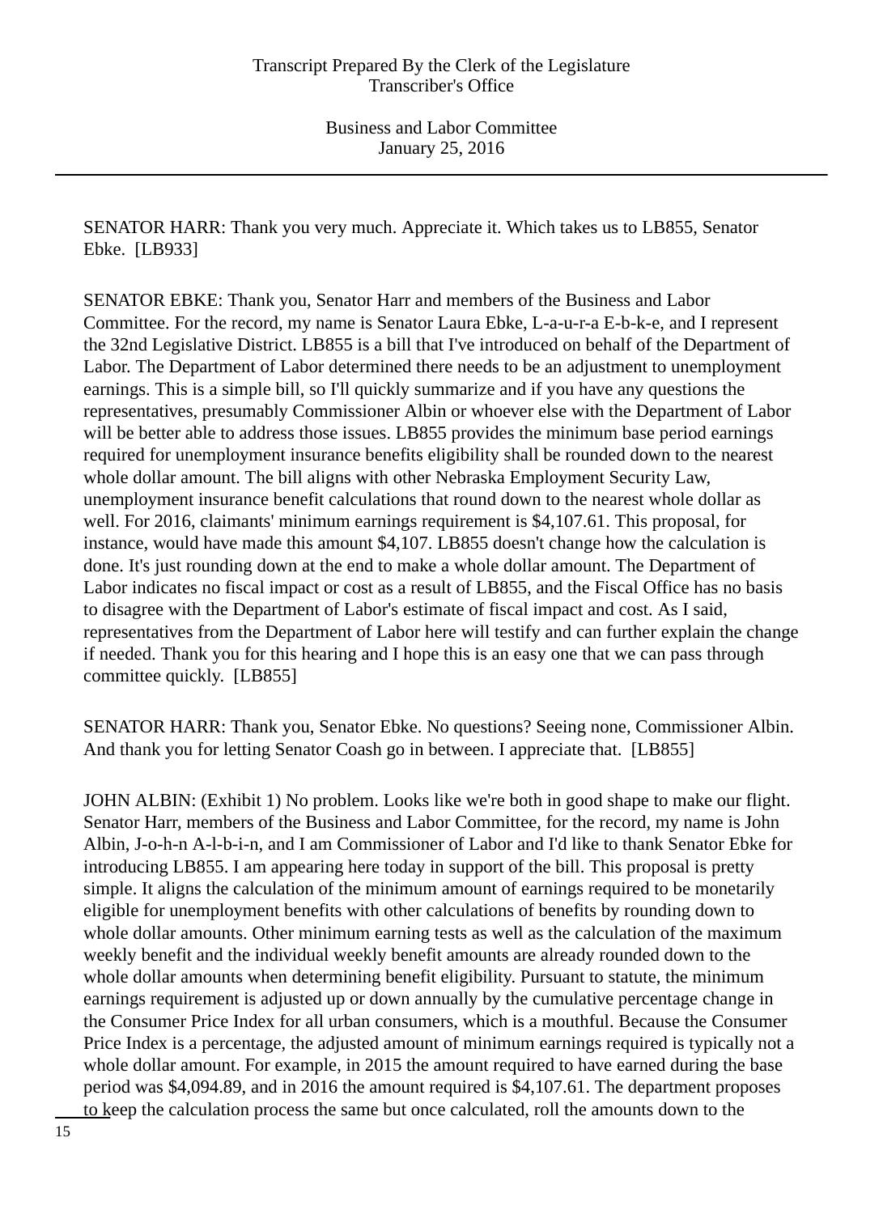SENATOR HARR: Thank you very much. Appreciate it. Which takes us to LB855, Senator Ebke. [LB933]

SENATOR EBKE: Thank you, Senator Harr and members of the Business and Labor Committee. For the record, my name is Senator Laura Ebke, L-a-u-r-a E-b-k-e, and I represent the 32nd Legislative District. LB855 is a bill that I've introduced on behalf of the Department of Labor. The Department of Labor determined there needs to be an adjustment to unemployment earnings. This is a simple bill, so I'll quickly summarize and if you have any questions the representatives, presumably Commissioner Albin or whoever else with the Department of Labor will be better able to address those issues. LB855 provides the minimum base period earnings required for unemployment insurance benefits eligibility shall be rounded down to the nearest whole dollar amount. The bill aligns with other Nebraska Employment Security Law, unemployment insurance benefit calculations that round down to the nearest whole dollar as well. For 2016, claimants' minimum earnings requirement is $4,107.61. This proposal, for instance, would have made this amount $4,107. LB855 doesn't change how the calculation is done. It's just rounding down at the end to make a whole dollar amount. The Department of Labor indicates no fiscal impact or cost as a result of LB855, and the Fiscal Office has no basis to disagree with the Department of Labor's estimate of fiscal impact and cost. As I said, representatives from the Department of Labor here will testify and can further explain the change if needed. Thank you for this hearing and I hope this is an easy one that we can pass through committee quickly. [LB855]

SENATOR HARR: Thank you, Senator Ebke. No questions? Seeing none, Commissioner Albin. And thank you for letting Senator Coash go in between. I appreciate that. [LB855]

JOHN ALBIN: (Exhibit 1) No problem. Looks like we're both in good shape to make our flight. Senator Harr, members of the Business and Labor Committee, for the record, my name is John Albin, J-o-h-n A-l-b-i-n, and I am Commissioner of Labor and I'd like to thank Senator Ebke for introducing LB855. I am appearing here today in support of the bill. This proposal is pretty simple. It aligns the calculation of the minimum amount of earnings required to be monetarily eligible for unemployment benefits with other calculations of benefits by rounding down to whole dollar amounts. Other minimum earning tests as well as the calculation of the maximum weekly benefit and the individual weekly benefit amounts are already rounded down to the whole dollar amounts when determining benefit eligibility. Pursuant to statute, the minimum earnings requirement is adjusted up or down annually by the cumulative percentage change in the Consumer Price Index for all urban consumers, which is a mouthful. Because the Consumer Price Index is a percentage, the adjusted amount of minimum earnings required is typically not a whole dollar amount. For example, in 2015 the amount required to have earned during the base period was $4,094.89, and in 2016 the amount required is $4,107.61. The department proposes to keep the calculation process the same but once calculated, roll the amounts down to the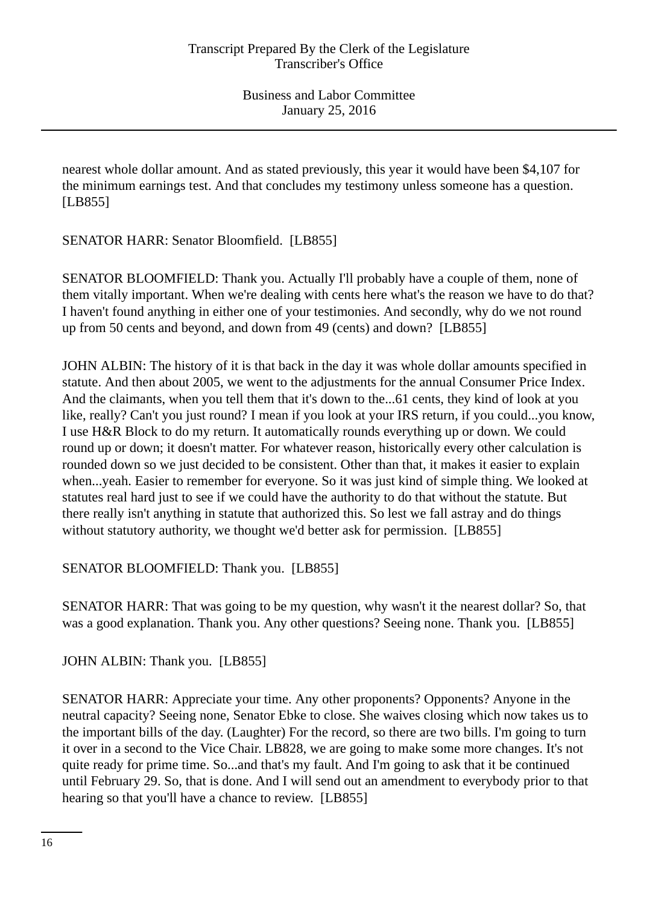nearest whole dollar amount. And as stated previously, this year it would have been $4,107 for the minimum earnings test. And that concludes my testimony unless someone has a question. [LB855]

SENATOR HARR: Senator Bloomfield. [LB855]

SENATOR BLOOMFIELD: Thank you. Actually I'll probably have a couple of them, none of them vitally important. When we're dealing with cents here what's the reason we have to do that? I haven't found anything in either one of your testimonies. And secondly, why do we not round up from 50 cents and beyond, and down from 49 (cents) and down? [LB855]

JOHN ALBIN: The history of it is that back in the day it was whole dollar amounts specified in statute. And then about 2005, we went to the adjustments for the annual Consumer Price Index. And the claimants, when you tell them that it's down to the...61 cents, they kind of look at you like, really? Can't you just round? I mean if you look at your IRS return, if you could...you know, I use H&R Block to do my return. It automatically rounds everything up or down. We could round up or down; it doesn't matter. For whatever reason, historically every other calculation is rounded down so we just decided to be consistent. Other than that, it makes it easier to explain when...yeah. Easier to remember for everyone. So it was just kind of simple thing. We looked at statutes real hard just to see if we could have the authority to do that without the statute. But there really isn't anything in statute that authorized this. So lest we fall astray and do things without statutory authority, we thought we'd better ask for permission. [LB855]

SENATOR BLOOMFIELD: Thank you. [LB855]

SENATOR HARR: That was going to be my question, why wasn't it the nearest dollar? So, that was a good explanation. Thank you. Any other questions? Seeing none. Thank you. [LB855]

JOHN ALBIN: Thank you. [LB855]

SENATOR HARR: Appreciate your time. Any other proponents? Opponents? Anyone in the neutral capacity? Seeing none, Senator Ebke to close. She waives closing which now takes us to the important bills of the day. (Laughter) For the record, so there are two bills. I'm going to turn it over in a second to the Vice Chair. LB828, we are going to make some more changes. It's not quite ready for prime time. So...and that's my fault. And I'm going to ask that it be continued until February 29. So, that is done. And I will send out an amendment to everybody prior to that hearing so that you'll have a chance to review. [LB855]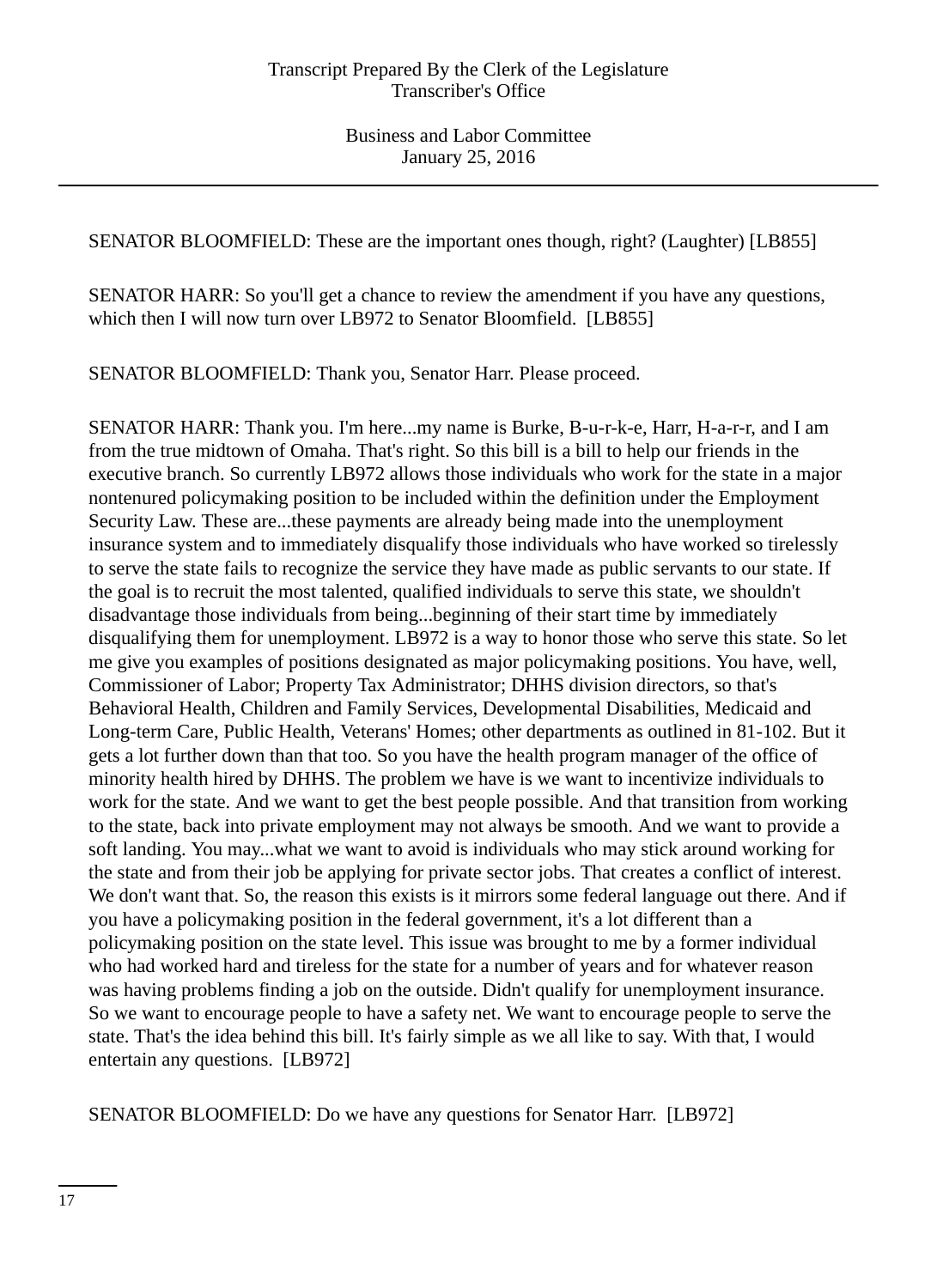SENATOR BLOOMFIELD: These are the important ones though, right? (Laughter) [LB855]

SENATOR HARR: So you'll get a chance to review the amendment if you have any questions, which then I will now turn over LB972 to Senator Bloomfield. [LB855]

SENATOR BLOOMFIELD: Thank you, Senator Harr. Please proceed.

SENATOR HARR: Thank you. I'm here...my name is Burke, B-u-r-k-e, Harr, H-a-r-r, and I am from the true midtown of Omaha. That's right. So this bill is a bill to help our friends in the executive branch. So currently LB972 allows those individuals who work for the state in a major nontenured policymaking position to be included within the definition under the Employment Security Law. These are...these payments are already being made into the unemployment insurance system and to immediately disqualify those individuals who have worked so tirelessly to serve the state fails to recognize the service they have made as public servants to our state. If the goal is to recruit the most talented, qualified individuals to serve this state, we shouldn't disadvantage those individuals from being...beginning of their start time by immediately disqualifying them for unemployment. LB972 is a way to honor those who serve this state. So let me give you examples of positions designated as major policymaking positions. You have, well, Commissioner of Labor; Property Tax Administrator; DHHS division directors, so that's Behavioral Health, Children and Family Services, Developmental Disabilities, Medicaid and Long-term Care, Public Health, Veterans' Homes; other departments as outlined in 81-102. But it gets a lot further down than that too. So you have the health program manager of the office of minority health hired by DHHS. The problem we have is we want to incentivize individuals to work for the state. And we want to get the best people possible. And that transition from working to the state, back into private employment may not always be smooth. And we want to provide a soft landing. You may...what we want to avoid is individuals who may stick around working for the state and from their job be applying for private sector jobs. That creates a conflict of interest. We don't want that. So, the reason this exists is it mirrors some federal language out there. And if you have a policymaking position in the federal government, it's a lot different than a policymaking position on the state level. This issue was brought to me by a former individual who had worked hard and tireless for the state for a number of years and for whatever reason was having problems finding a job on the outside. Didn't qualify for unemployment insurance. So we want to encourage people to have a safety net. We want to encourage people to serve the state. That's the idea behind this bill. It's fairly simple as we all like to say. With that, I would entertain any questions. [LB972]

SENATOR BLOOMFIELD: Do we have any questions for Senator Harr. [LB972]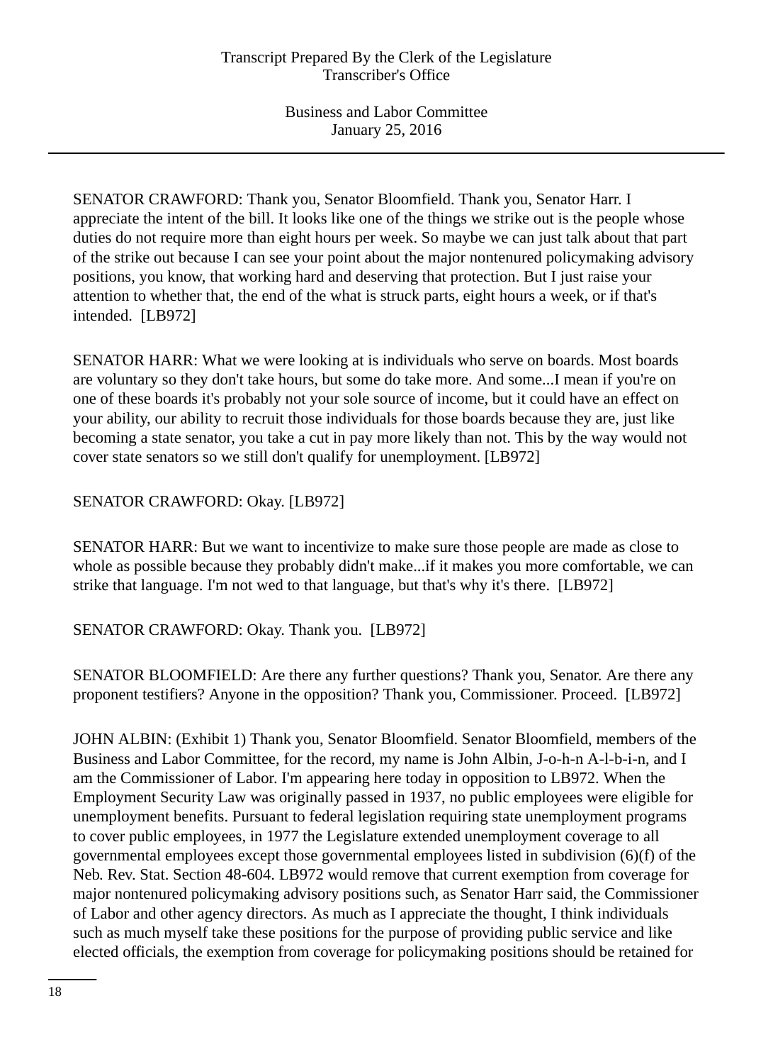SENATOR CRAWFORD: Thank you, Senator Bloomfield. Thank you, Senator Harr. I appreciate the intent of the bill. It looks like one of the things we strike out is the people whose duties do not require more than eight hours per week. So maybe we can just talk about that part of the strike out because I can see your point about the major nontenured policymaking advisory positions, you know, that working hard and deserving that protection. But I just raise your attention to whether that, the end of the what is struck parts, eight hours a week, or if that's intended. [LB972]

SENATOR HARR: What we were looking at is individuals who serve on boards. Most boards are voluntary so they don't take hours, but some do take more. And some...I mean if you're on one of these boards it's probably not your sole source of income, but it could have an effect on your ability, our ability to recruit those individuals for those boards because they are, just like becoming a state senator, you take a cut in pay more likely than not. This by the way would not cover state senators so we still don't qualify for unemployment. [LB972]

SENATOR CRAWFORD: Okay. [LB972]

SENATOR HARR: But we want to incentivize to make sure those people are made as close to whole as possible because they probably didn't make...if it makes you more comfortable, we can strike that language. I'm not wed to that language, but that's why it's there. [LB972]

SENATOR CRAWFORD: Okay. Thank you. [LB972]

SENATOR BLOOMFIELD: Are there any further questions? Thank you, Senator. Are there any proponent testifiers? Anyone in the opposition? Thank you, Commissioner. Proceed. [LB972]

JOHN ALBIN: (Exhibit 1) Thank you, Senator Bloomfield. Senator Bloomfield, members of the Business and Labor Committee, for the record, my name is John Albin, J-o-h-n A-l-b-i-n, and I am the Commissioner of Labor. I'm appearing here today in opposition to LB972. When the Employment Security Law was originally passed in 1937, no public employees were eligible for unemployment benefits. Pursuant to federal legislation requiring state unemployment programs to cover public employees, in 1977 the Legislature extended unemployment coverage to all governmental employees except those governmental employees listed in subdivision (6)(f) of the Neb. Rev. Stat. Section 48-604. LB972 would remove that current exemption from coverage for major nontenured policymaking advisory positions such, as Senator Harr said, the Commissioner of Labor and other agency directors. As much as I appreciate the thought, I think individuals such as much myself take these positions for the purpose of providing public service and like elected officials, the exemption from coverage for policymaking positions should be retained for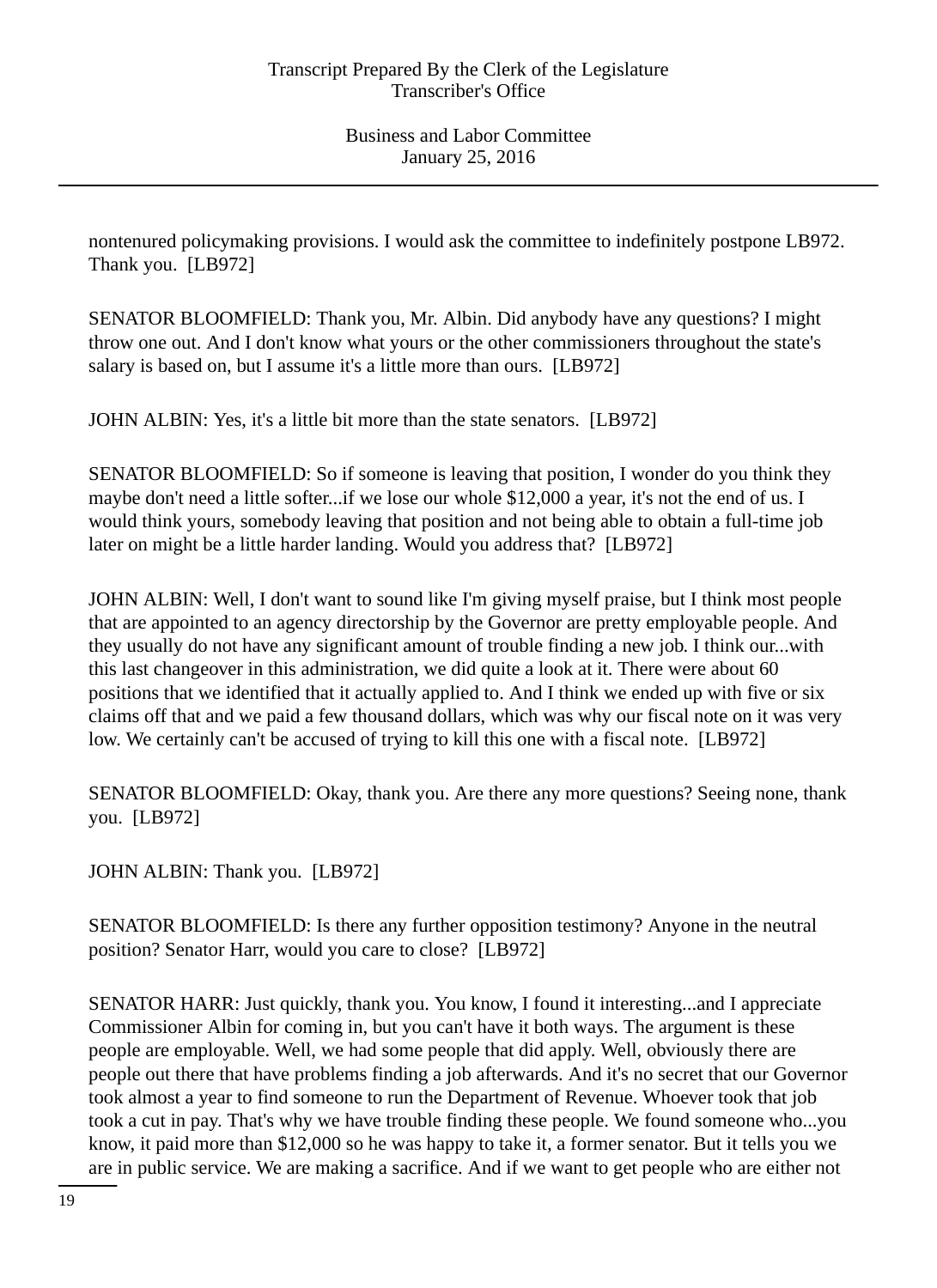nontenured policymaking provisions. I would ask the committee to indefinitely postpone LB972. Thank you. [LB972]

SENATOR BLOOMFIELD: Thank you, Mr. Albin. Did anybody have any questions? I might throw one out. And I don't know what yours or the other commissioners throughout the state's salary is based on, but I assume it's a little more than ours. [LB972]

JOHN ALBIN: Yes, it's a little bit more than the state senators. [LB972]

SENATOR BLOOMFIELD: So if someone is leaving that position, I wonder do you think they maybe don't need a little softer...if we lose our whole $12,000 a year, it's not the end of us. I would think yours, somebody leaving that position and not being able to obtain a full-time job later on might be a little harder landing. Would you address that? [LB972]

JOHN ALBIN: Well, I don't want to sound like I'm giving myself praise, but I think most people that are appointed to an agency directorship by the Governor are pretty employable people. And they usually do not have any significant amount of trouble finding a new job. I think our...with this last changeover in this administration, we did quite a look at it. There were about 60 positions that we identified that it actually applied to. And I think we ended up with five or six claims off that and we paid a few thousand dollars, which was why our fiscal note on it was very low. We certainly can't be accused of trying to kill this one with a fiscal note. [LB972]

SENATOR BLOOMFIELD: Okay, thank you. Are there any more questions? Seeing none, thank you. [LB972]

JOHN ALBIN: Thank you. [LB972]

SENATOR BLOOMFIELD: Is there any further opposition testimony? Anyone in the neutral position? Senator Harr, would you care to close? [LB972]

SENATOR HARR: Just quickly, thank you. You know, I found it interesting...and I appreciate Commissioner Albin for coming in, but you can't have it both ways. The argument is these people are employable. Well, we had some people that did apply. Well, obviously there are people out there that have problems finding a job afterwards. And it's no secret that our Governor took almost a year to find someone to run the Department of Revenue. Whoever took that job took a cut in pay. That's why we have trouble finding these people. We found someone who...you know, it paid more than $12,000 so he was happy to take it, a former senator. But it tells you we are in public service. We are making a sacrifice. And if we want to get people who are either not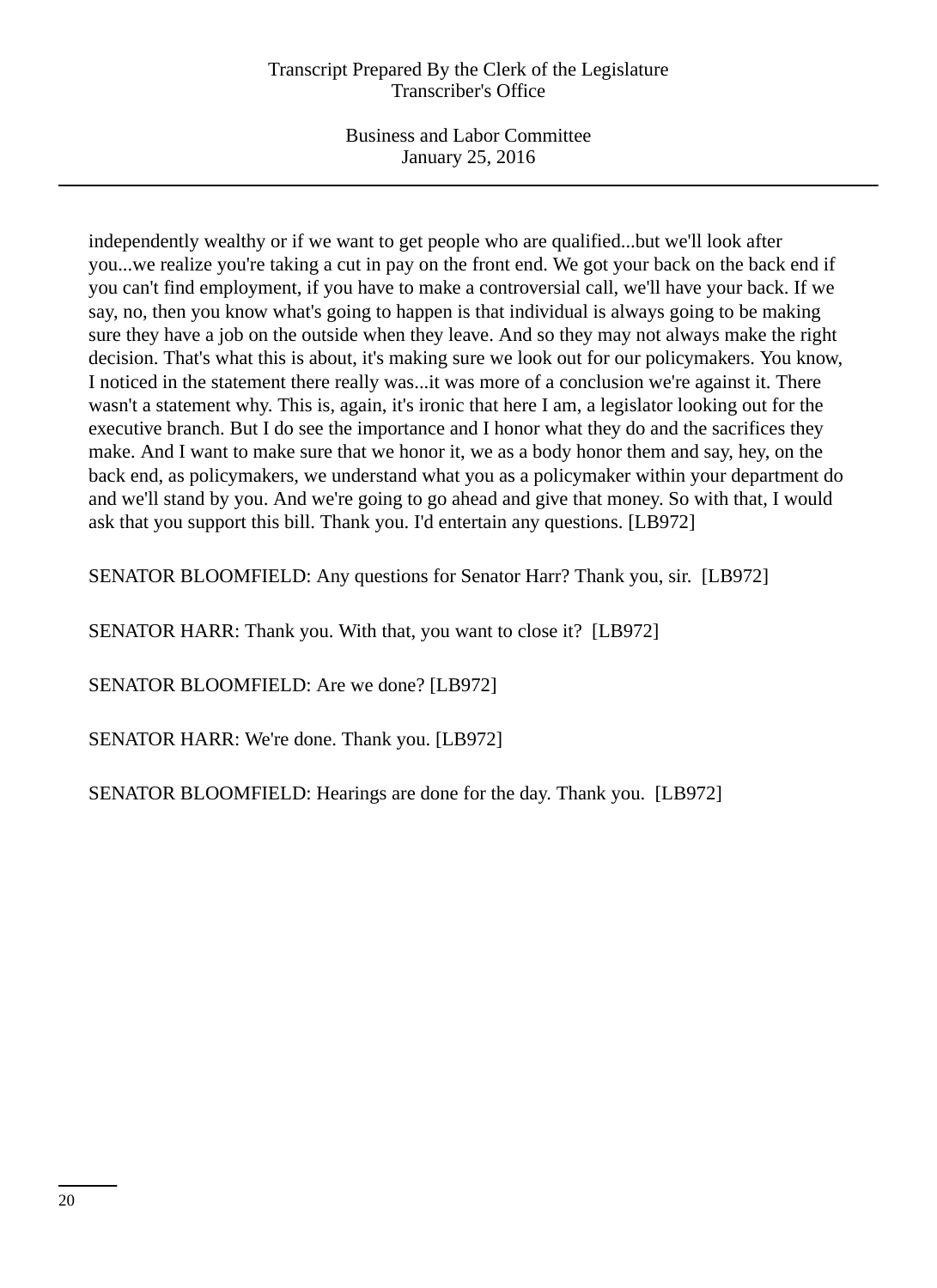independently wealthy or if we want to get people who are qualified...but we'll look after you...we realize you're taking a cut in pay on the front end. We got your back on the back end if you can't find employment, if you have to make a controversial call, we'll have your back. If we say, no, then you know what's going to happen is that individual is always going to be making sure they have a job on the outside when they leave. And so they may not always make the right decision. That's what this is about, it's making sure we look out for our policymakers. You know, I noticed in the statement there really was...it was more of a conclusion we're against it. There wasn't a statement why. This is, again, it's ironic that here I am, a legislator looking out for the executive branch. But I do see the importance and I honor what they do and the sacrifices they make. And I want to make sure that we honor it, we as a body honor them and say, hey, on the back end, as policymakers, we understand what you as a policymaker within your department do and we'll stand by you. And we're going to go ahead and give that money. So with that, I would ask that you support this bill. Thank you. I'd entertain any questions. [LB972]

SENATOR BLOOMFIELD: Any questions for Senator Harr? Thank you, sir. [LB972]

SENATOR HARR: Thank you. With that, you want to close it? [LB972]

SENATOR BLOOMFIELD: Are we done? [LB972]

SENATOR HARR: We're done. Thank you. [LB972]

SENATOR BLOOMFIELD: Hearings are done for the day. Thank you. [LB972]